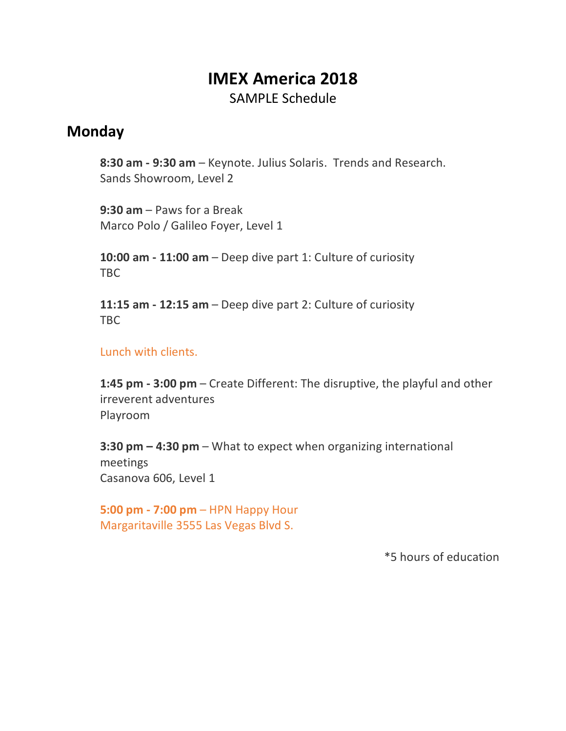# IMEX America 2018

SAMPLE Schedule

## Monday

**8:30 am - 9:30 am** – Keynote. Julius Solaris. Trends and Research.
Sands Showroom, Level 2

**9:30 am** – Paws for a Break
Marco Polo / Galileo Foyer, Level 1

**10:00 am - 11:00 am** – Deep dive part 1: Culture of curiosity
TBC

**11:15 am - 12:15 am** – Deep dive part 2: Culture of curiosity
TBC

Lunch with clients.

**1:45 pm - 3:00 pm** – Create Different: The disruptive, the playful and other irreverent adventures
Playroom

**3:30 pm – 4:30 pm** – What to expect when organizing international meetings
Casanova 606, Level 1

**5:00 pm - 7:00 pm** – HPN Happy Hour
Margaritaville 3555 Las Vegas Blvd S.

*5 hours of education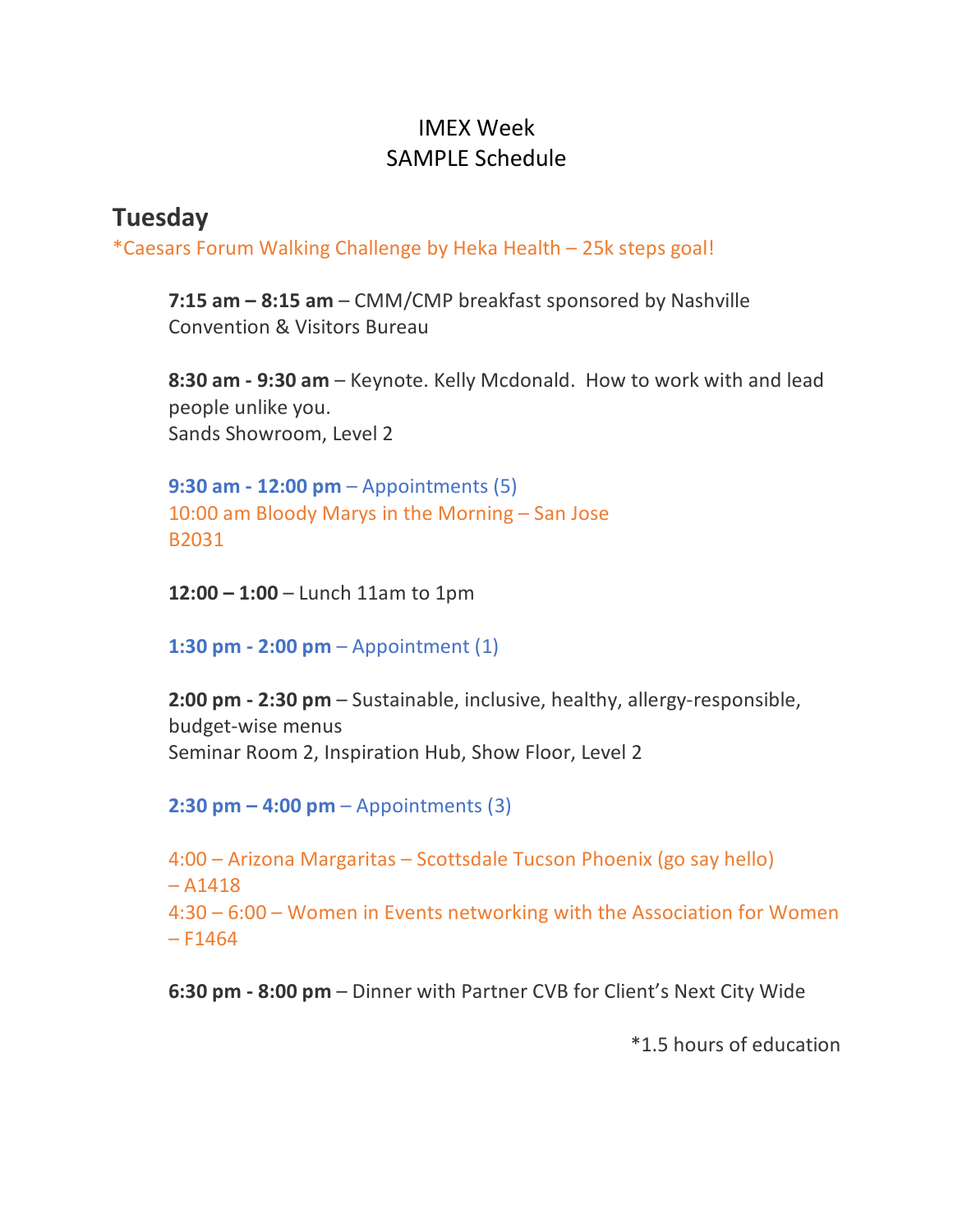IMEX Week
SAMPLE Schedule

## Tuesday

*Caesars Forum Walking Challenge by Heka Health – 25k steps goal!

**7:15 am – 8:15 am** – CMM/CMP breakfast sponsored by Nashville Convention & Visitors Bureau

**8:30 am - 9:30 am** – Keynote. Kelly Mcdonald. How to work with and lead people unlike you.
Sands Showroom, Level 2

**9:30 am - 12:00 pm** – Appointments (5)
10:00 am Bloody Marys in the Morning – San Jose
B2031

**12:00 – 1:00** – Lunch 11am to 1pm

**1:30 pm - 2:00 pm** – Appointment (1)

**2:00 pm - 2:30 pm** – Sustainable, inclusive, healthy, allergy-responsible, budget-wise menus
Seminar Room 2, Inspiration Hub, Show Floor, Level 2

**2:30 pm – 4:00 pm** – Appointments (3)

4:00 – Arizona Margaritas – Scottsdale Tucson Phoenix (go say hello) – A1418
4:30 – 6:00 – Women in Events networking with the Association for Women – F1464

**6:30 pm - 8:00 pm** – Dinner with Partner CVB for Client's Next City Wide

*1.5 hours of education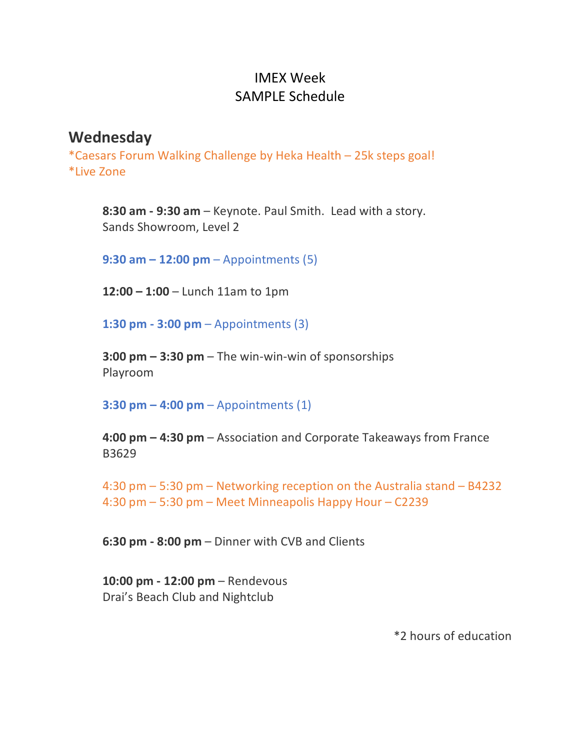IMEX Week
SAMPLE Schedule

## Wednesday

*Caesars Forum Walking Challenge by Heka Health – 25k steps goal!
*Live Zone

**8:30 am - 9:30 am** – Keynote. Paul Smith. Lead with a story.
Sands Showroom, Level 2

**9:30 am – 12:00 pm** – Appointments (5)

**12:00 – 1:00** – Lunch 11am to 1pm

**1:30 pm - 3:00 pm** – Appointments (3)

**3:00 pm – 3:30 pm** – The win-win-win of sponsorships
Playroom

**3:30 pm – 4:00 pm** – Appointments (1)

**4:00 pm – 4:30 pm** – Association and Corporate Takeaways from France
B3629

4:30 pm – 5:30 pm – Networking reception on the Australia stand – B4232
4:30 pm – 5:30 pm – Meet Minneapolis Happy Hour – C2239

**6:30 pm - 8:00 pm** – Dinner with CVB and Clients

**10:00 pm - 12:00 pm** – Rendevous
Drai's Beach Club and Nightclub

*2 hours of education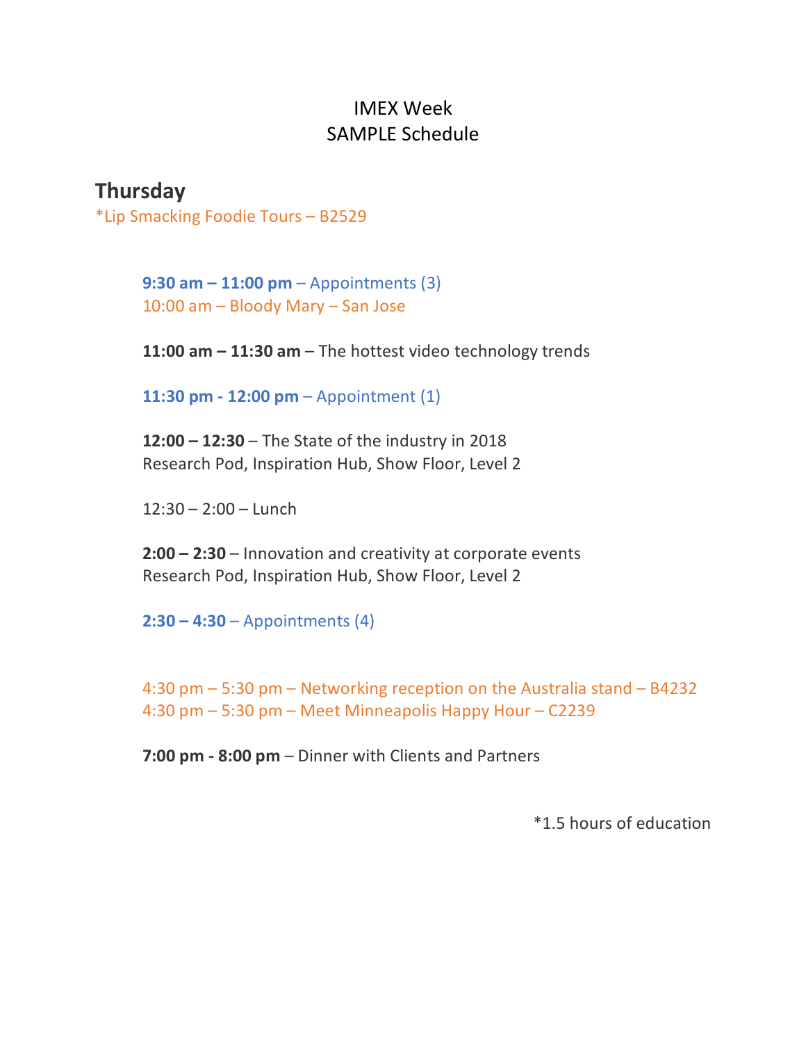IMEX Week
SAMPLE Schedule

## Thursday

*Lip Smacking Foodie Tours – B2529

**9:30 am – 11:00 pm** – Appointments (3)
10:00 am – Bloody Mary – San Jose

**11:00 am – 11:30 am** – The hottest video technology trends

**11:30 pm - 12:00 pm** – Appointment (1)

**12:00 – 12:30** – The State of the industry in 2018
Research Pod, Inspiration Hub, Show Floor, Level 2

12:30 – 2:00 – Lunch

**2:00 – 2:30** – Innovation and creativity at corporate events
Research Pod, Inspiration Hub, Show Floor, Level 2

**2:30 – 4:30** – Appointments (4)

4:30 pm – 5:30 pm – Networking reception on the Australia stand – B4232
4:30 pm – 5:30 pm – Meet Minneapolis Happy Hour – C2239

**7:00 pm - 8:00 pm** – Dinner with Clients and Partners

*1.5 hours of education